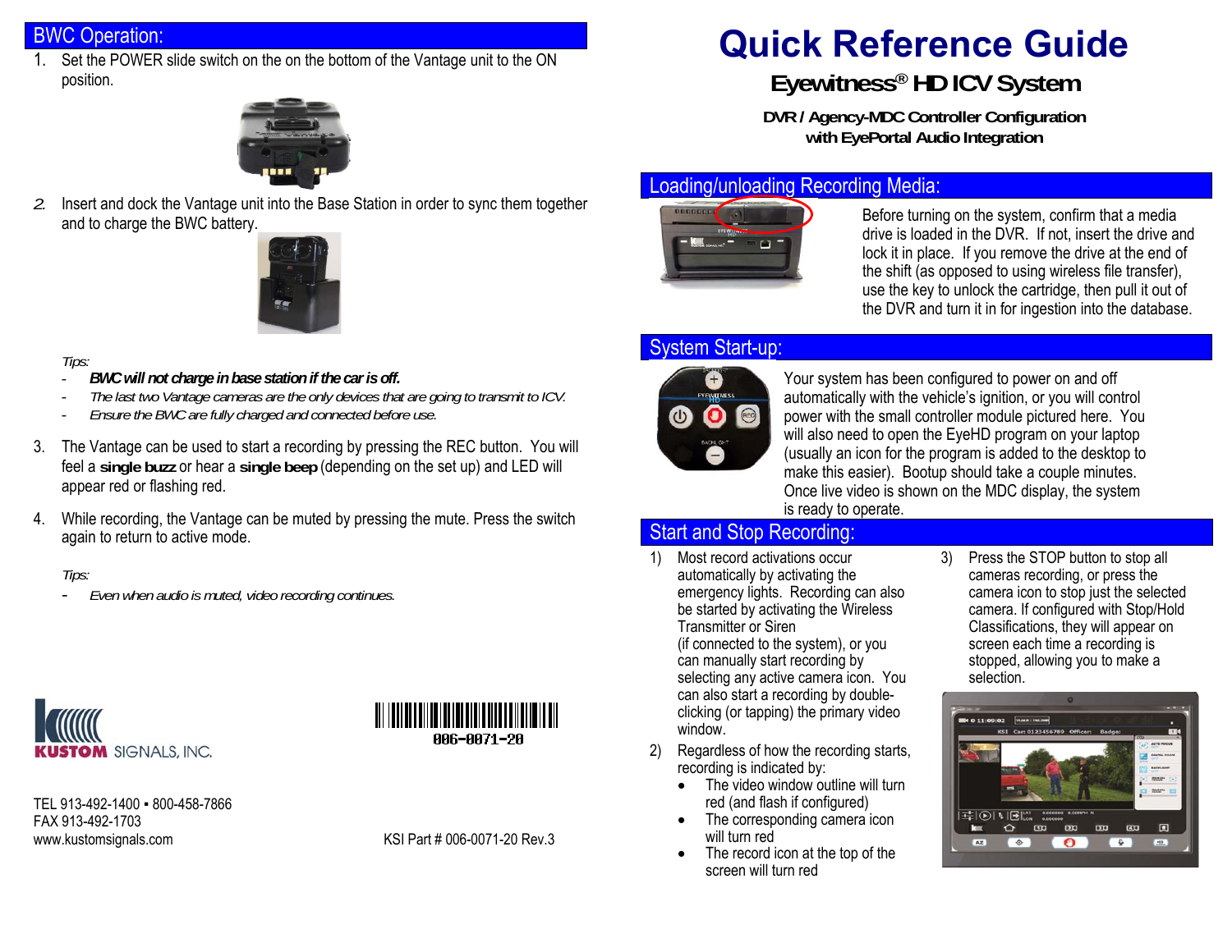## BWC Operation:

1. Set the POWER slide switch on the on the bottom of the Vantage unit to the ON position.

2. Insert and dock the Vantage unit into the Base Station in order to sync them together and to charge the BWC battery.

*Tips:*

- ***BWC will not charge in base station if the car is off.***
- *The last two Vantage cameras are the only devices that are going to transmit to ICV.*
- *Ensure the BWC are fully charged and connected before use.*

3. The Vantage can be used to start a recording by pressing the REC button. You will feel a **single buzz** or hear a **single beep** (depending on the set up) and LED will appear red or flashing red.

4. While recording, the Vantage can be muted by pressing the mute. Press the switch again to return to active mode.

*Tips:*

- *Even when audio is muted, video recording continues.*

KUSTOM SIGNALS, INC.

006-0071-20

TEL 913-492-1400 ▪ 800-458-7866
FAX 913-492-1703
www.kustomsignals.com

KSI Part # 006-0071-20 Rev.3

# Quick Reference Guide

## Eyewitness® HD ICV System

### DVR / Agency-MDC Controller Configuration with EyePortal Audio Integration

## Loading/unloading Recording Media:

Before turning on the system, confirm that a media drive is loaded in the DVR. If not, insert the drive and lock it in place. If you remove the drive at the end of the shift (as opposed to using wireless file transfer), use the key to unlock the cartridge, then pull it out of the DVR and turn it in for ingestion into the database.

## System Start-up:

Your system has been configured to power on and off automatically with the vehicle's ignition, or you will control power with the small controller module pictured here. You will also need to open the EyeHD program on your laptop (usually an icon for the program is added to the desktop to make this easier). Bootup should take a couple minutes. Once live video is shown on the MDC display, the system is ready to operate.

## Start and Stop Recording:

1) Most record activations occur automatically by activating the emergency lights. Recording can also be started by activating the Wireless Transmitter or Siren (if connected to the system), or you can manually start recording by selecting any active camera icon. You can also start a recording by double-clicking (or tapping) the primary video window.

2) Regardless of how the recording starts, recording is indicated by:
   - The video window outline will turn red (and flash if configured)
   - The corresponding camera icon will turn red
   - The record icon at the top of the screen will turn red

3) Press the STOP button to stop all cameras recording, or press the camera icon to stop just the selected camera. If configured with Stop/Hold Classifications, they will appear on screen each time a recording is stopped, allowing you to make a selection.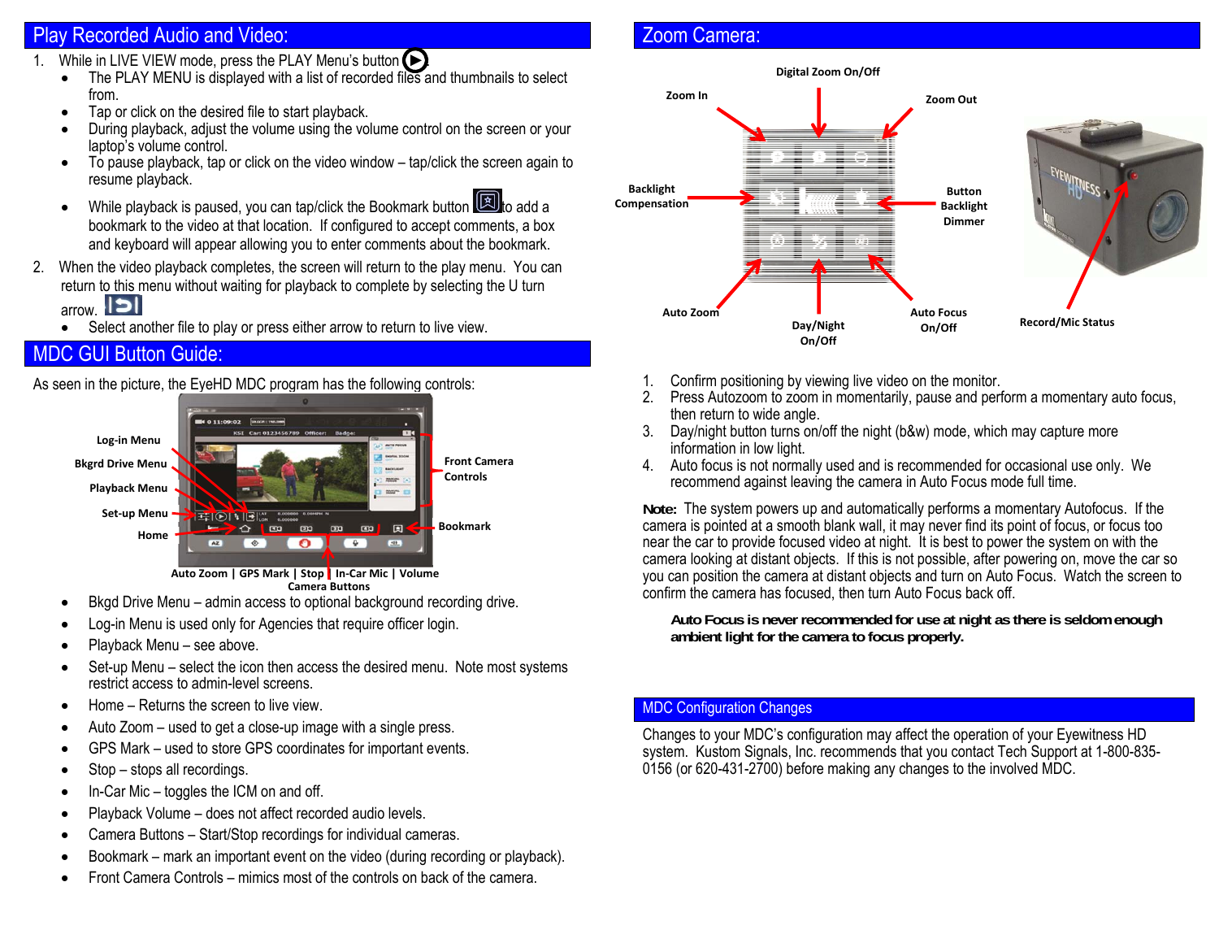## Play Recorded Audio and Video:

1. While in LIVE VIEW mode, press the PLAY Menu's button.
   - The PLAY MENU is displayed with a list of recorded files and thumbnails to select from.
   - Tap or click on the desired file to start playback.
   - During playback, adjust the volume using the volume control on the screen or your laptop's volume control.
   - To pause playback, tap or click on the video window – tap/click the screen again to resume playback.
   - While playback is paused, you can tap/click the Bookmark button to add a bookmark to the video at that location. If configured to accept comments, a box and keyboard will appear allowing you to enter comments about the bookmark.
2. When the video playback completes, the screen will return to the play menu. You can return to this menu without waiting for playback to complete by selecting the U turn arrow.
   - Select another file to play or press either arrow to return to live view.

## MDC GUI Button Guide:

As seen in the picture, the EyeHD MDC program has the following controls:

Log-in Menu
Bkgrd Drive Menu
Playback Menu
Set-up Menu
Home
Front Camera Controls
Bookmark
Auto Zoom | GPS Mark | Stop | In-Car Mic | Volume
Camera Buttons

- Bkgd Drive Menu – admin access to optional background recording drive.
- Log-in Menu is used only for Agencies that require officer login.
- Playback Menu – see above.
- Set-up Menu – select the icon then access the desired menu. Note most systems restrict access to admin-level screens.
- Home – Returns the screen to live view.
- Auto Zoom – used to get a close-up image with a single press.
- GPS Mark – used to store GPS coordinates for important events.
- Stop – stops all recordings.
- In-Car Mic – toggles the ICM on and off.
- Playback Volume – does not affect recorded audio levels.
- Camera Buttons – Start/Stop recordings for individual cameras.
- Bookmark – mark an important event on the video (during recording or playback).
- Front Camera Controls – mimics most of the controls on back of the camera.

## Zoom Camera:

Digital Zoom On/Off
Zoom In
Zoom Out
Backlight Compensation
Button Backlight Dimmer
Auto Zoom
Day/Night On/Off
Auto Focus On/Off
Record/Mic Status

1. Confirm positioning by viewing live video on the monitor.
2. Press Autozoom to zoom in momentarily, pause and perform a momentary auto focus, then return to wide angle.
3. Day/night button turns on/off the night (b&w) mode, which may capture more information in low light.
4. Auto focus is not normally used and is recommended for occasional use only. We recommend against leaving the camera in Auto Focus mode full time.

**Note:** The system powers up and automatically performs a momentary Autofocus. If the camera is pointed at a smooth blank wall, it may never find its point of focus, or focus too near the car to provide focused video at night. It is best to power the system on with the camera looking at distant objects. If this is not possible, after powering on, move the car so you can position the camera at distant objects and turn on Auto Focus. Watch the screen to confirm the camera has focused, then turn Auto Focus back off.

***Auto Focus is never recommended for use at night as there is seldom enough ambient light for the camera to focus properly.***

### MDC Configuration Changes

Changes to your MDC's configuration may affect the operation of your Eyewitness HD system. Kustom Signals, Inc. recommends that you contact Tech Support at 1-800-835-0156 (or 620-431-2700) before making any changes to the involved MDC.